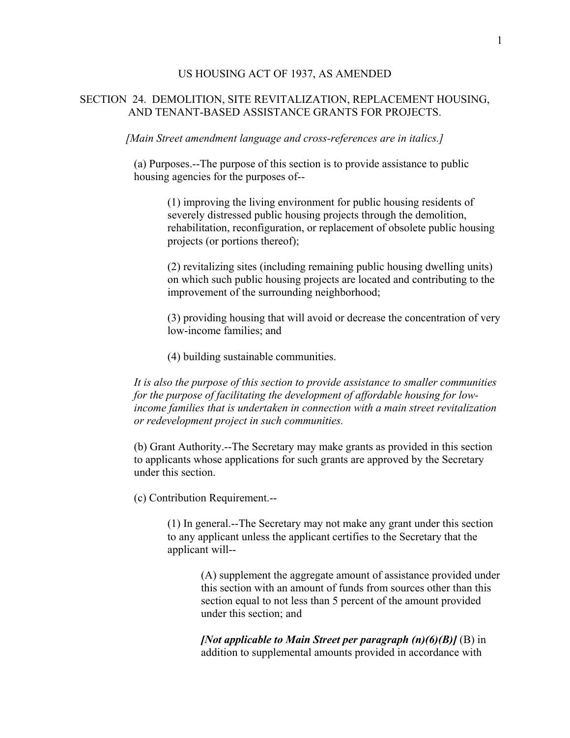# US HOUSING ACT OF 1937, AS AMENDED

## SECTION 24. DEMOLITION, SITE REVITALIZATION, REPLACEMENT HOUSING, AND TENANT-BASED ASSISTANCE GRANTS FOR PROJECTS.

*[Main Street amendment language and cross-references are in italics.]*

(a) Purposes.--The purpose of this section is to provide assistance to public housing agencies for the purposes of--

> (1) improving the living environment for public housing residents of severely distressed public housing projects through the demolition, rehabilitation, reconfiguration, or replacement of obsolete public housing projects (or portions thereof);
>
> (2) revitalizing sites (including remaining public housing dwelling units) on which such public housing projects are located and contributing to the improvement of the surrounding neighborhood;
>
> (3) providing housing that will avoid or decrease the concentration of very low-income families; and
>
> (4) building sustainable communities.

*It is also the purpose of this section to provide assistance to smaller communities for the purpose of facilitating the development of affordable housing for low-income families that is undertaken in connection with a main street revitalization or redevelopment project in such communities.*

(b) Grant Authority.--The Secretary may make grants as provided in this section to applicants whose applications for such grants are approved by the Secretary under this section.

(c) Contribution Requirement.--

> (1) In general.--The Secretary may not make any grant under this section to any applicant unless the applicant certifies to the Secretary that the applicant will--
>
> > (A) supplement the aggregate amount of assistance provided under this section with an amount of funds from sources other than this section equal to not less than 5 percent of the amount provided under this section; and
> >
> > ***[Not applicable to Main Street per paragraph (n)(6)(B)]*** (B) in addition to supplemental amounts provided in accordance with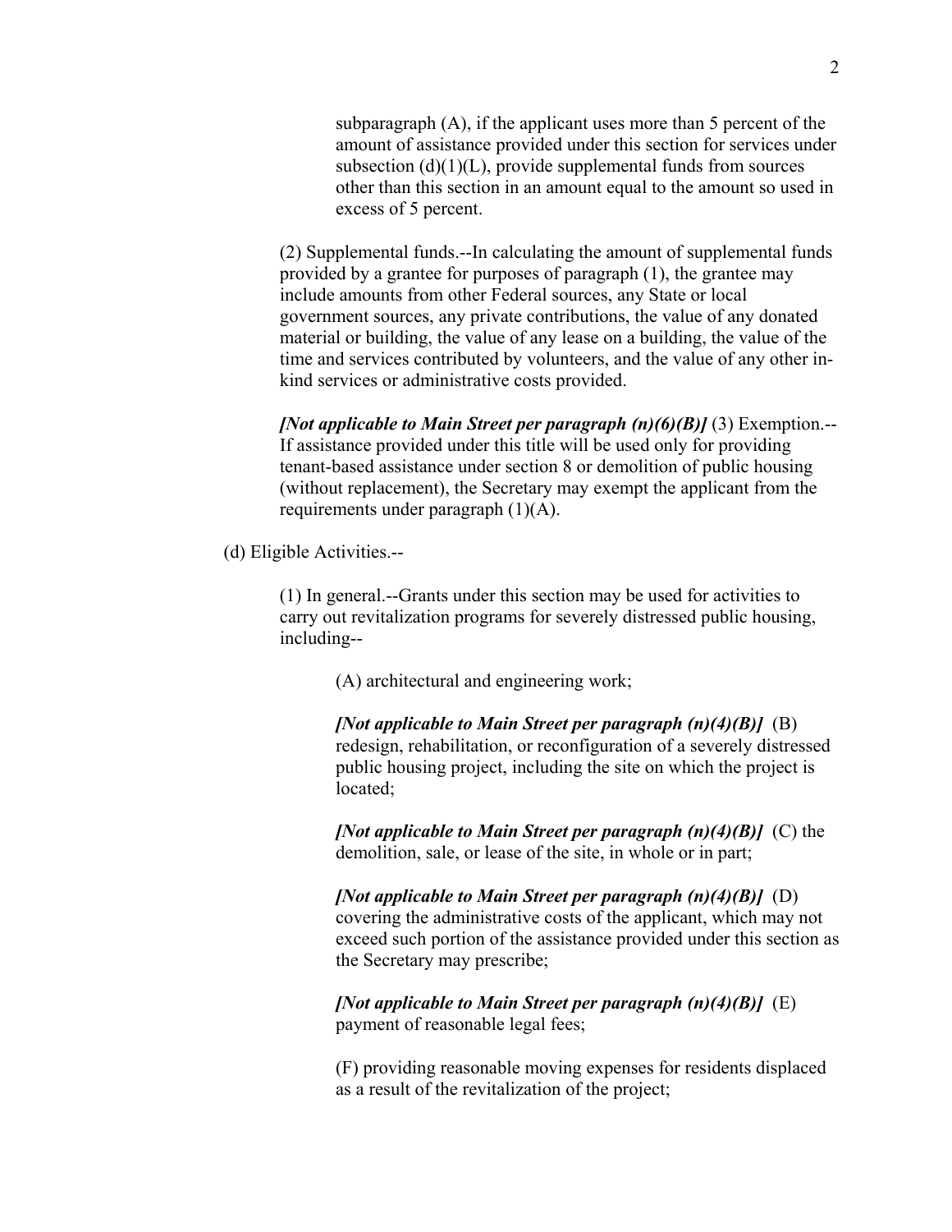subparagraph (A), if the applicant uses more than 5 percent of the amount of assistance provided under this section for services under subsection (d)(1)(L), provide supplemental funds from sources other than this section in an amount equal to the amount so used in excess of 5 percent.

(2) Supplemental funds.--In calculating the amount of supplemental funds provided by a grantee for purposes of paragraph (1), the grantee may include amounts from other Federal sources, any State or local government sources, any private contributions, the value of any donated material or building, the value of any lease on a building, the value of the time and services contributed by volunteers, and the value of any other in-kind services or administrative costs provided.

***[Not applicable to Main Street per paragraph (n)(6)(B)]*** (3) Exemption.--If assistance provided under this title will be used only for providing tenant-based assistance under section 8 or demolition of public housing (without replacement), the Secretary may exempt the applicant from the requirements under paragraph (1)(A).

(d) Eligible Activities.--

(1) In general.--Grants under this section may be used for activities to carry out revitalization programs for severely distressed public housing, including--

(A) architectural and engineering work;

***[Not applicable to Main Street per paragraph (n)(4)(B)]*** (B) redesign, rehabilitation, or reconfiguration of a severely distressed public housing project, including the site on which the project is located;

***[Not applicable to Main Street per paragraph (n)(4)(B)]*** (C) the demolition, sale, or lease of the site, in whole or in part;

***[Not applicable to Main Street per paragraph (n)(4)(B)]*** (D) covering the administrative costs of the applicant, which may not exceed such portion of the assistance provided under this section as the Secretary may prescribe;

***[Not applicable to Main Street per paragraph (n)(4)(B)]*** (E) payment of reasonable legal fees;

(F) providing reasonable moving expenses for residents displaced as a result of the revitalization of the project;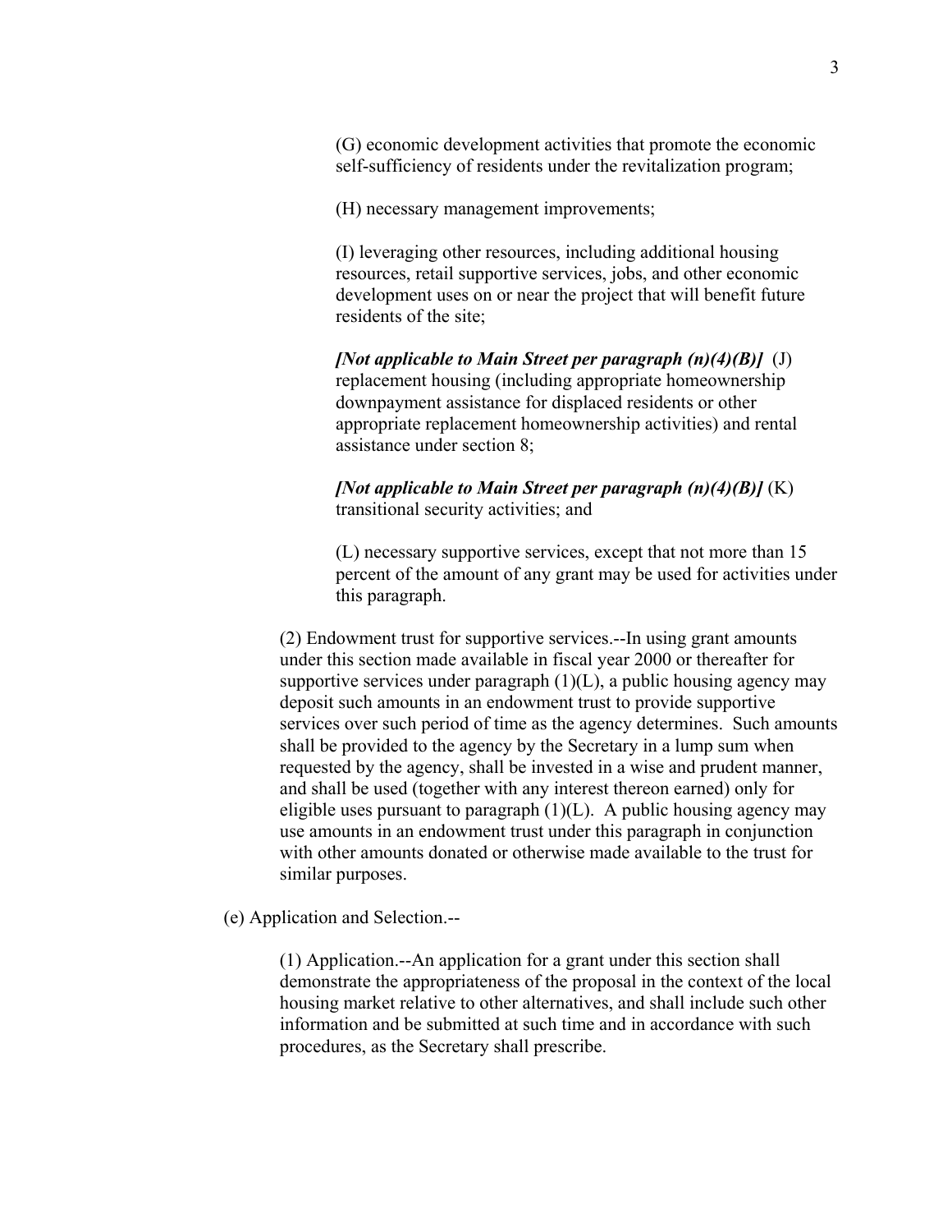(G) economic development activities that promote the economic self-sufficiency of residents under the revitalization program;

(H) necessary management improvements;

(I) leveraging other resources, including additional housing resources, retail supportive services, jobs, and other economic development uses on or near the project that will benefit future residents of the site;

***[Not applicable to Main Street per paragraph (n)(4)(B)]*** (J) replacement housing (including appropriate homeownership downpayment assistance for displaced residents or other appropriate replacement homeownership activities) and rental assistance under section 8;

***[Not applicable to Main Street per paragraph (n)(4)(B)]*** (K) transitional security activities; and

(L) necessary supportive services, except that not more than 15 percent of the amount of any grant may be used for activities under this paragraph.

(2) Endowment trust for supportive services.--In using grant amounts under this section made available in fiscal year 2000 or thereafter for supportive services under paragraph (1)(L), a public housing agency may deposit such amounts in an endowment trust to provide supportive services over such period of time as the agency determines. Such amounts shall be provided to the agency by the Secretary in a lump sum when requested by the agency, shall be invested in a wise and prudent manner, and shall be used (together with any interest thereon earned) only for eligible uses pursuant to paragraph (1)(L). A public housing agency may use amounts in an endowment trust under this paragraph in conjunction with other amounts donated or otherwise made available to the trust for similar purposes.

(e) Application and Selection.--

(1) Application.--An application for a grant under this section shall demonstrate the appropriateness of the proposal in the context of the local housing market relative to other alternatives, and shall include such other information and be submitted at such time and in accordance with such procedures, as the Secretary shall prescribe.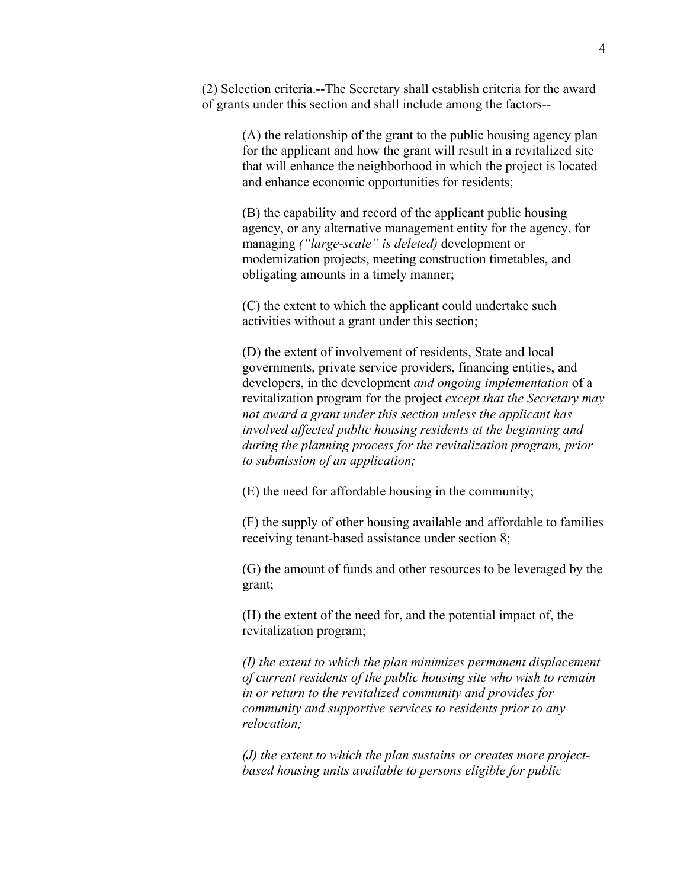(2) Selection criteria.--The Secretary shall establish criteria for the award of grants under this section and shall include among the factors--

(A) the relationship of the grant to the public housing agency plan for the applicant and how the grant will result in a revitalized site that will enhance the neighborhood in which the project is located and enhance economic opportunities for residents;

(B) the capability and record of the applicant public housing agency, or any alternative management entity for the agency, for managing *("large-scale" is deleted)* development or modernization projects, meeting construction timetables, and obligating amounts in a timely manner;

(C) the extent to which the applicant could undertake such activities without a grant under this section;

(D) the extent of involvement of residents, State and local governments, private service providers, financing entities, and developers, in the development *and ongoing implementation* of a revitalization program for the project *except that the Secretary may not award a grant under this section unless the applicant has involved affected public housing residents at the beginning and during the planning process for the revitalization program, prior to submission of an application;*

(E) the need for affordable housing in the community;

(F) the supply of other housing available and affordable to families receiving tenant-based assistance under section 8;

(G) the amount of funds and other resources to be leveraged by the grant;

(H) the extent of the need for, and the potential impact of, the revitalization program;

*(I) the extent to which the plan minimizes permanent displacement of current residents of the public housing site who wish to remain in or return to the revitalized community and provides for community and supportive services to residents prior to any relocation;*

*(J) the extent to which the plan sustains or creates more project-based housing units available to persons eligible for public*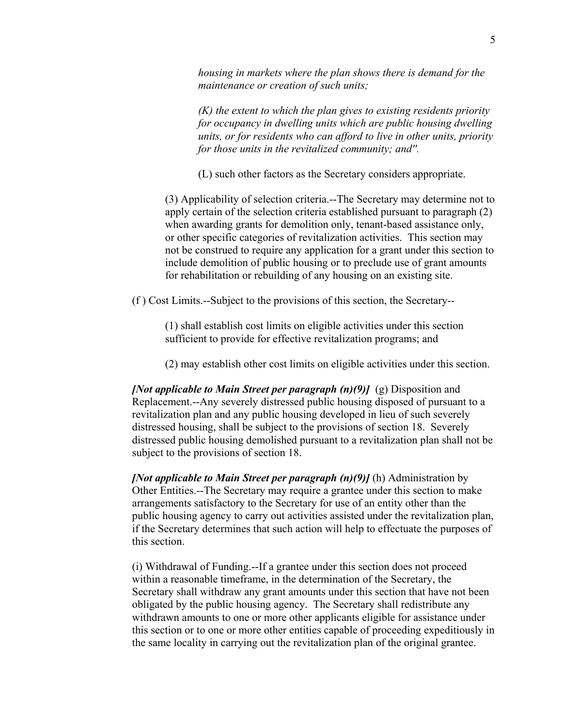*housing in markets where the plan shows there is demand for the maintenance or creation of such units;*

*(K) the extent to which the plan gives to existing residents priority for occupancy in dwelling units which are public housing dwelling units, or for residents who can afford to live in other units, priority for those units in the revitalized community; and".*

(L) such other factors as the Secretary considers appropriate.

(3) Applicability of selection criteria.--The Secretary may determine not to apply certain of the selection criteria established pursuant to paragraph (2) when awarding grants for demolition only, tenant-based assistance only, or other specific categories of revitalization activities. This section may not be construed to require any application for a grant under this section to include demolition of public housing or to preclude use of grant amounts for rehabilitation or rebuilding of any housing on an existing site.

(f ) Cost Limits.--Subject to the provisions of this section, the Secretary--

(1) shall establish cost limits on eligible activities under this section sufficient to provide for effective revitalization programs; and

(2) may establish other cost limits on eligible activities under this section.

***[Not applicable to Main Street per paragraph (n)(9)]*** (g) Disposition and Replacement.--Any severely distressed public housing disposed of pursuant to a revitalization plan and any public housing developed in lieu of such severely distressed housing, shall be subject to the provisions of section 18. Severely distressed public housing demolished pursuant to a revitalization plan shall not be subject to the provisions of section 18.

***[Not applicable to Main Street per paragraph (n)(9)]*** (h) Administration by Other Entities.--The Secretary may require a grantee under this section to make arrangements satisfactory to the Secretary for use of an entity other than the public housing agency to carry out activities assisted under the revitalization plan, if the Secretary determines that such action will help to effectuate the purposes of this section.

(i) Withdrawal of Funding.--If a grantee under this section does not proceed within a reasonable timeframe, in the determination of the Secretary, the Secretary shall withdraw any grant amounts under this section that have not been obligated by the public housing agency. The Secretary shall redistribute any withdrawn amounts to one or more other applicants eligible for assistance under this section or to one or more other entities capable of proceeding expeditiously in the same locality in carrying out the revitalization plan of the original grantee.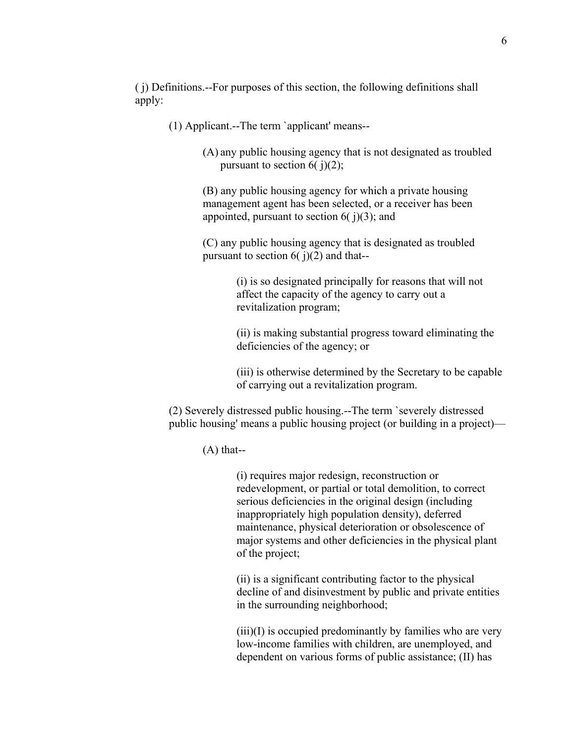( j) Definitions.--For purposes of this section, the following definitions shall apply:

(1) Applicant.--The term `applicant' means--

(A) any public housing agency that is not designated as troubled pursuant to section 6( j)(2);

(B) any public housing agency for which a private housing management agent has been selected, or a receiver has been appointed, pursuant to section 6( j)(3); and

(C) any public housing agency that is designated as troubled pursuant to section 6( j)(2) and that--

(i) is so designated principally for reasons that will not affect the capacity of the agency to carry out a revitalization program;

(ii) is making substantial progress toward eliminating the deficiencies of the agency; or

(iii) is otherwise determined by the Secretary to be capable of carrying out a revitalization program.

(2) Severely distressed public housing.--The term `severely distressed public housing' means a public housing project (or building in a project)—

(A) that--

(i) requires major redesign, reconstruction or redevelopment, or partial or total demolition, to correct serious deficiencies in the original design (including inappropriately high population density), deferred maintenance, physical deterioration or obsolescence of major systems and other deficiencies in the physical plant of the project;

(ii) is a significant contributing factor to the physical decline of and disinvestment by public and private entities in the surrounding neighborhood;

(iii)(I) is occupied predominantly by families who are very low-income families with children, are unemployed, and dependent on various forms of public assistance; (II) has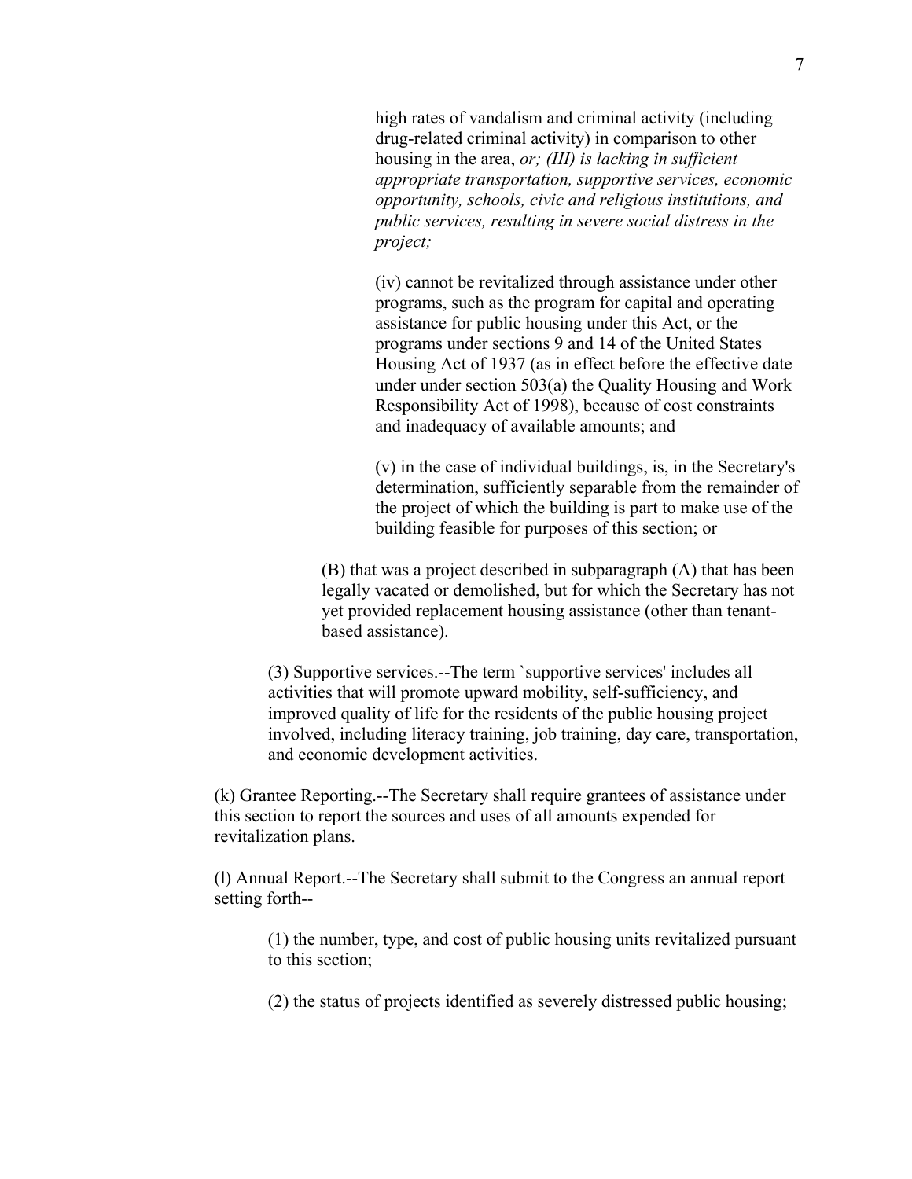high rates of vandalism and criminal activity (including drug-related criminal activity) in comparison to other housing in the area, *or; (III) is lacking in sufficient appropriate transportation, supportive services, economic opportunity, schools, civic and religious institutions, and public services, resulting in severe social distress in the project;*

(iv) cannot be revitalized through assistance under other programs, such as the program for capital and operating assistance for public housing under this Act, or the programs under sections 9 and 14 of the United States Housing Act of 1937 (as in effect before the effective date under under section 503(a) the Quality Housing and Work Responsibility Act of 1998), because of cost constraints and inadequacy of available amounts; and

(v) in the case of individual buildings, is, in the Secretary's determination, sufficiently separable from the remainder of the project of which the building is part to make use of the building feasible for purposes of this section; or

(B) that was a project described in subparagraph (A) that has been legally vacated or demolished, but for which the Secretary has not yet provided replacement housing assistance (other than tenant-based assistance).

(3) Supportive services.--The term `supportive services' includes all activities that will promote upward mobility, self-sufficiency, and improved quality of life for the residents of the public housing project involved, including literacy training, job training, day care, transportation, and economic development activities.

(k) Grantee Reporting.--The Secretary shall require grantees of assistance under this section to report the sources and uses of all amounts expended for revitalization plans.

(l) Annual Report.--The Secretary shall submit to the Congress an annual report setting forth--

(1) the number, type, and cost of public housing units revitalized pursuant to this section;

(2) the status of projects identified as severely distressed public housing;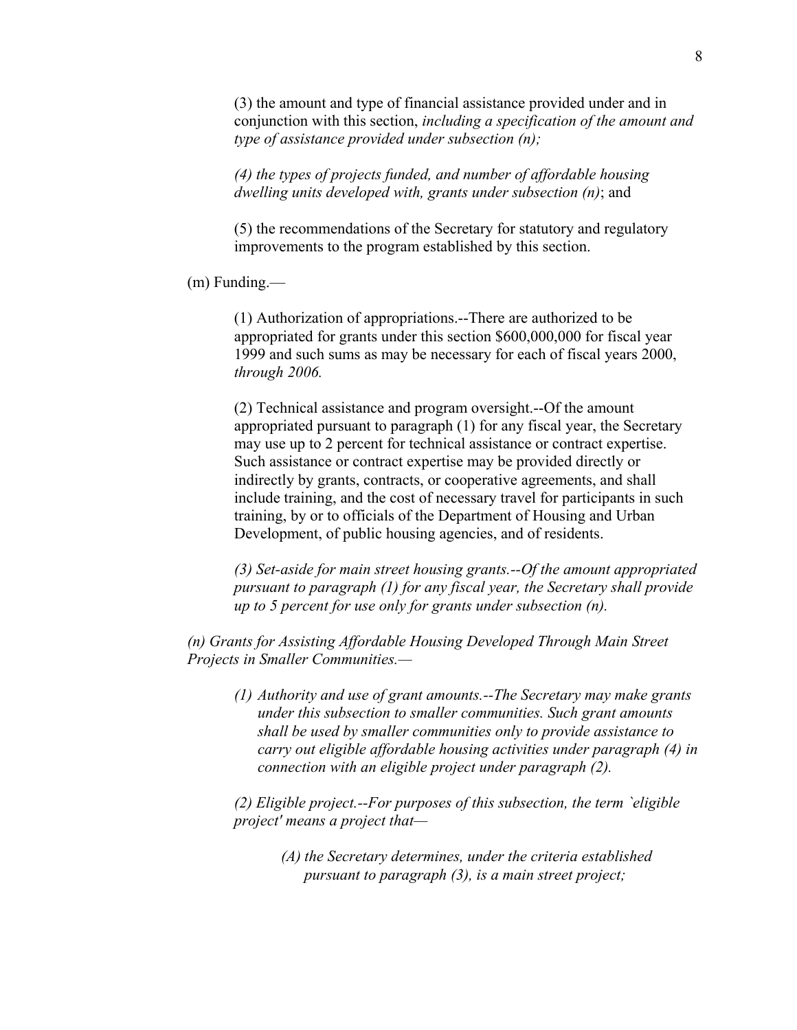(3) the amount and type of financial assistance provided under and in conjunction with this section, *including a specification of the amount and type of assistance provided under subsection (n);*

*(4) the types of projects funded, and number of affordable housing dwelling units developed with, grants under subsection (n)*; and

(5) the recommendations of the Secretary for statutory and regulatory improvements to the program established by this section.

(m) Funding.—

(1) Authorization of appropriations.--There are authorized to be appropriated for grants under this section $600,000,000 for fiscal year 1999 and such sums as may be necessary for each of fiscal years 2000, *through 2006.*

(2) Technical assistance and program oversight.--Of the amount appropriated pursuant to paragraph (1) for any fiscal year, the Secretary may use up to 2 percent for technical assistance or contract expertise. Such assistance or contract expertise may be provided directly or indirectly by grants, contracts, or cooperative agreements, and shall include training, and the cost of necessary travel for participants in such training, by or to officials of the Department of Housing and Urban Development, of public housing agencies, and of residents.

*(3) Set-aside for main street housing grants.--Of the amount appropriated pursuant to paragraph (1) for any fiscal year, the Secretary shall provide up to 5 percent for use only for grants under subsection (n).*

*(n) Grants for Assisting Affordable Housing Developed Through Main Street Projects in Smaller Communities.—*

*(1) Authority and use of grant amounts.--The Secretary may make grants under this subsection to smaller communities. Such grant amounts shall be used by smaller communities only to provide assistance to carry out eligible affordable housing activities under paragraph (4) in connection with an eligible project under paragraph (2).*

*(2) Eligible project.--For purposes of this subsection, the term `eligible project' means a project that—*

*(A) the Secretary determines, under the criteria established pursuant to paragraph (3), is a main street project;*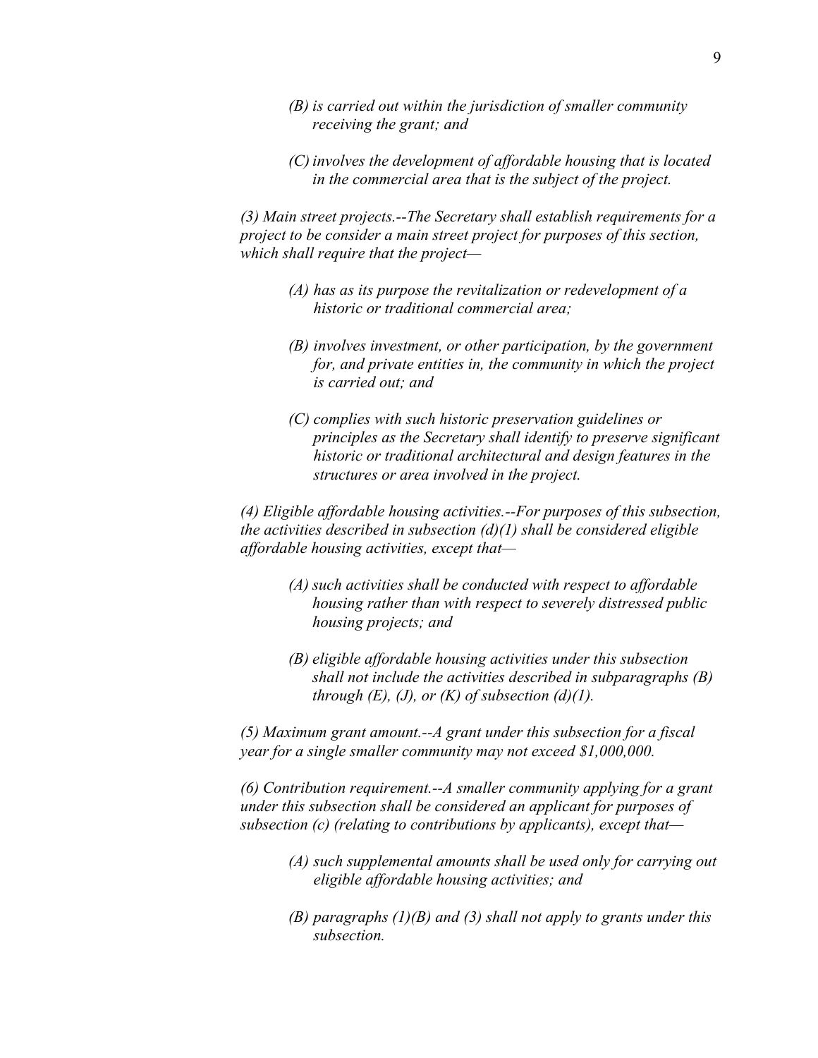*(B) is carried out within the jurisdiction of smaller community receiving the grant; and*

*(C) involves the development of affordable housing that is located in the commercial area that is the subject of the project.*

*(3) Main street projects.--The Secretary shall establish requirements for a project to be consider a main street project for purposes of this section, which shall require that the project—*

*(A) has as its purpose the revitalization or redevelopment of a historic or traditional commercial area;*

*(B) involves investment, or other participation, by the government for, and private entities in, the community in which the project is carried out; and*

*(C) complies with such historic preservation guidelines or principles as the Secretary shall identify to preserve significant historic or traditional architectural and design features in the structures or area involved in the project.*

*(4) Eligible affordable housing activities.--For purposes of this subsection, the activities described in subsection (d)(1) shall be considered eligible affordable housing activities, except that—*

*(A) such activities shall be conducted with respect to affordable housing rather than with respect to severely distressed public housing projects; and*

*(B) eligible affordable housing activities under this subsection shall not include the activities described in subparagraphs (B) through (E), (J), or (K) of subsection (d)(1).*

*(5) Maximum grant amount.--A grant under this subsection for a fiscal year for a single smaller community may not exceed $1,000,000.*

*(6) Contribution requirement.--A smaller community applying for a grant under this subsection shall be considered an applicant for purposes of subsection (c) (relating to contributions by applicants), except that—*

*(A) such supplemental amounts shall be used only for carrying out eligible affordable housing activities; and*

*(B) paragraphs (1)(B) and (3) shall not apply to grants under this subsection.*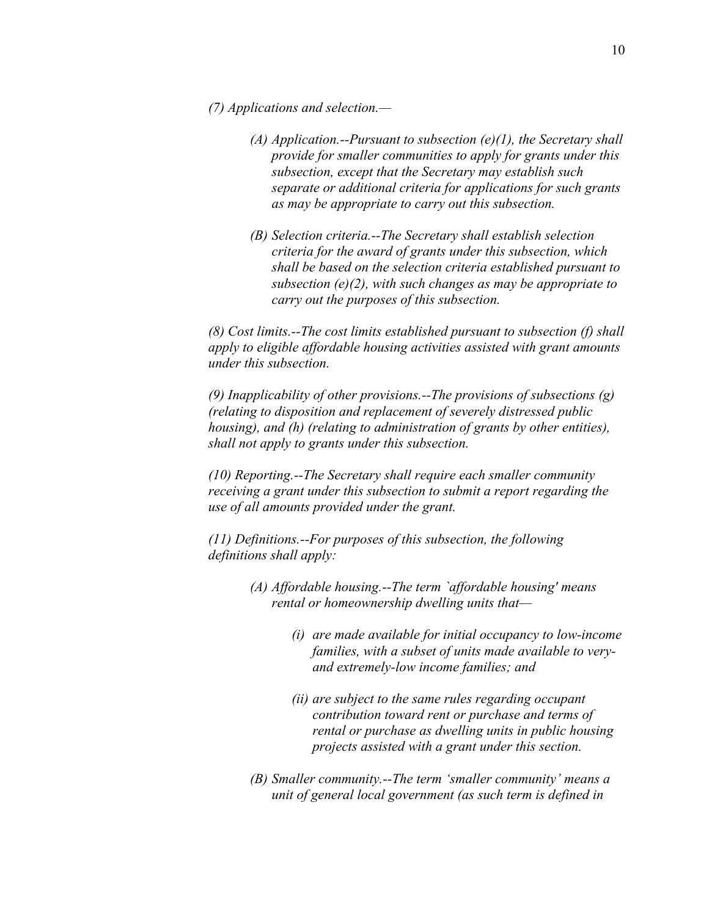*(7) Applications and selection.—*

> *(A) Application.--Pursuant to subsection (e)(1), the Secretary shall provide for smaller communities to apply for grants under this subsection, except that the Secretary may establish such separate or additional criteria for applications for such grants as may be appropriate to carry out this subsection.*
>
> *(B) Selection criteria.--The Secretary shall establish selection criteria for the award of grants under this subsection, which shall be based on the selection criteria established pursuant to subsection (e)(2), with such changes as may be appropriate to carry out the purposes of this subsection.*

*(8) Cost limits.--The cost limits established pursuant to subsection (f) shall apply to eligible affordable housing activities assisted with grant amounts under this subsection.*

*(9) Inapplicability of other provisions.--The provisions of subsections (g) (relating to disposition and replacement of severely distressed public housing), and (h) (relating to administration of grants by other entities), shall not apply to grants under this subsection.*

*(10) Reporting.--The Secretary shall require each smaller community receiving a grant under this subsection to submit a report regarding the use of all amounts provided under the grant.*

*(11) Definitions.--For purposes of this subsection, the following definitions shall apply:*

> *(A) Affordable housing.--The term `affordable housing' means rental or homeownership dwelling units that—*
>
> > *(i) are made available for initial occupancy to low-income families, with a subset of units made available to very- and extremely-low income families; and*
> >
> > *(ii) are subject to the same rules regarding occupant contribution toward rent or purchase and terms of rental or purchase as dwelling units in public housing projects assisted with a grant under this section.*
>
> *(B) Smaller community.--The term 'smaller community' means a unit of general local government (as such term is defined in*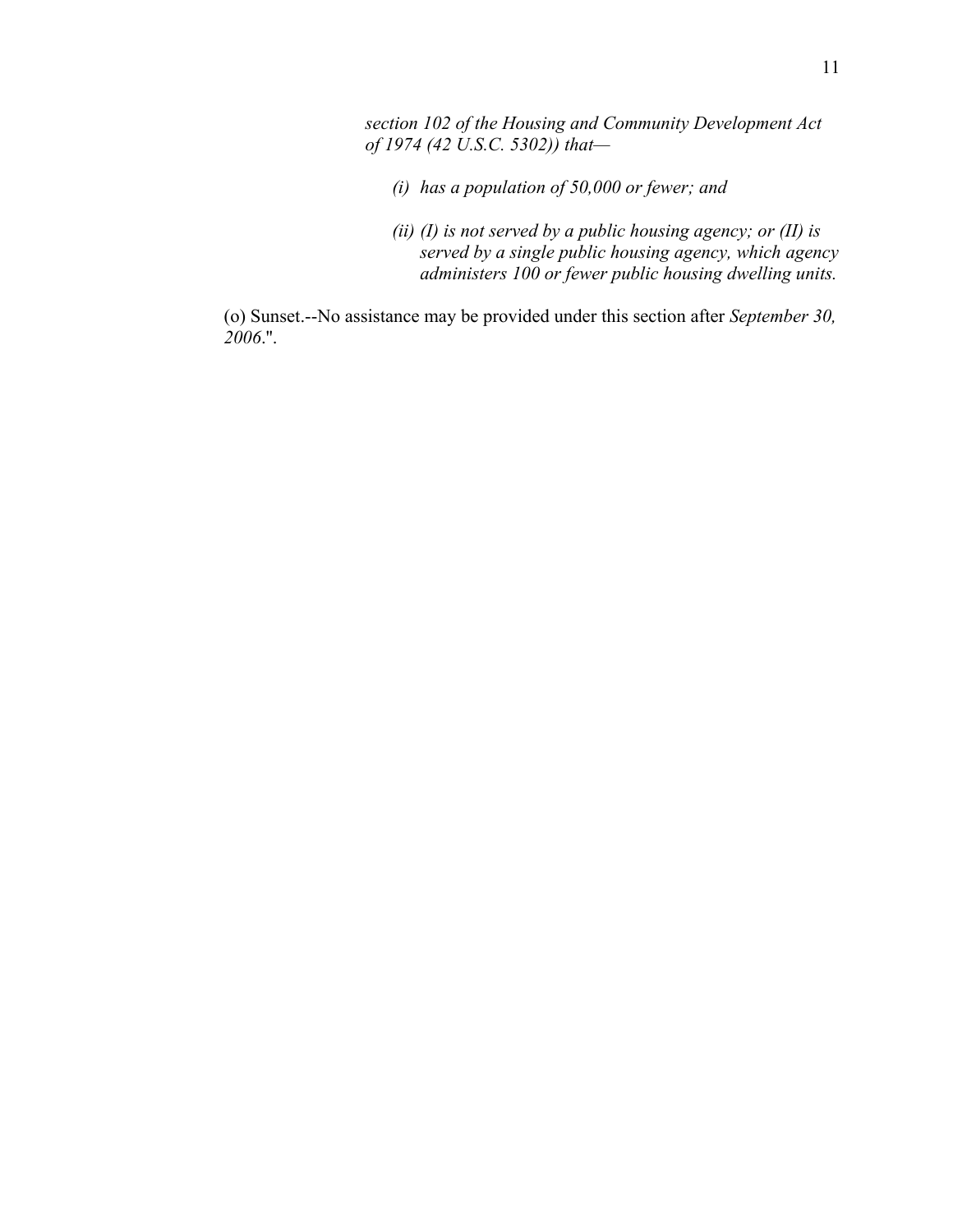*section 102 of the Housing and Community Development Act of 1974 (42 U.S.C. 5302)) that—*

*(i) has a population of 50,000 or fewer; and*

*(ii) (I) is not served by a public housing agency; or (II) is served by a single public housing agency, which agency administers 100 or fewer public housing dwelling units.*

(o) Sunset.--No assistance may be provided under this section after *September 30, 2006*.".